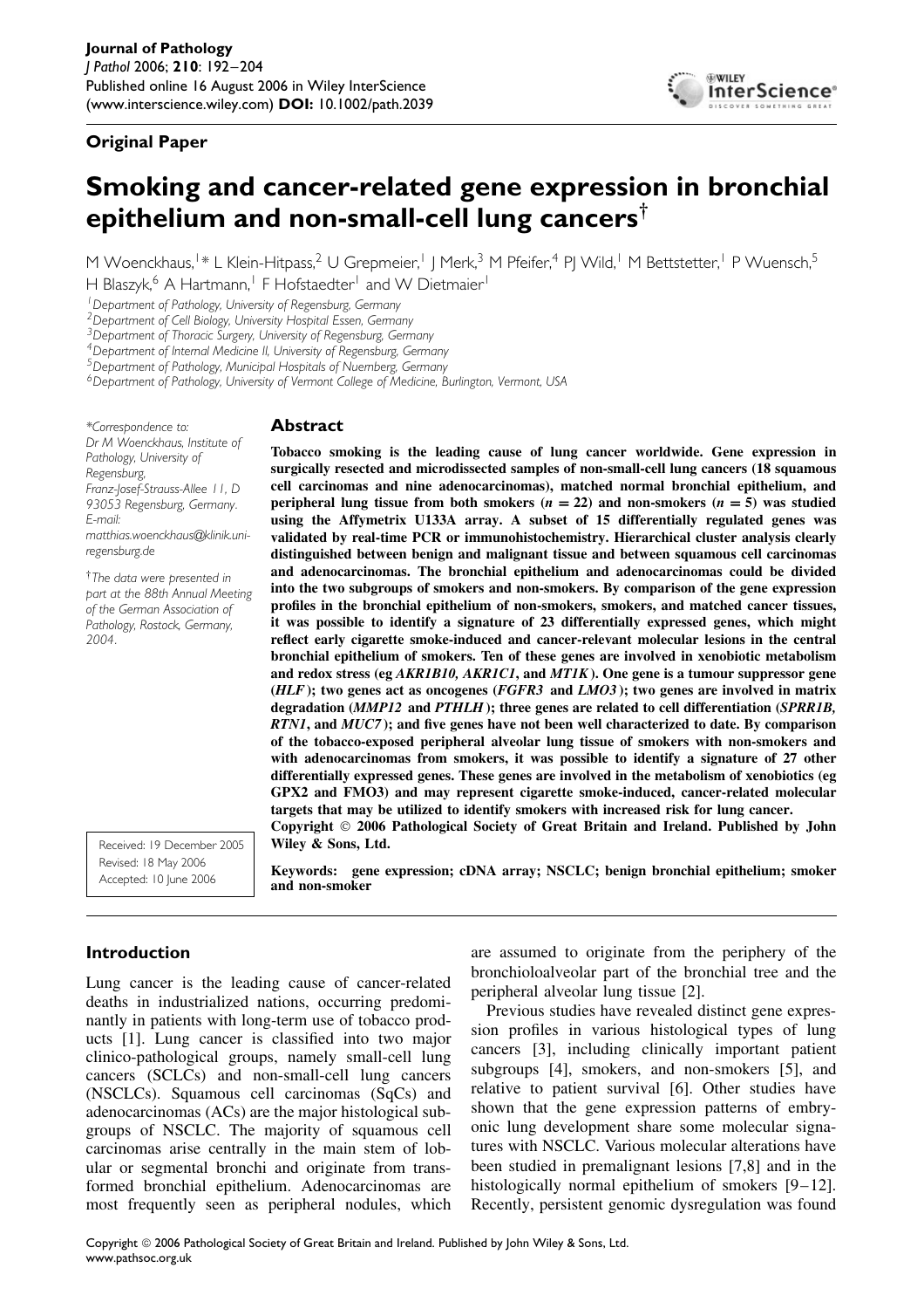**Original Paper**

# Smoking and cancer-related gene expression in bronchial epithelium and non-small-cell lung cancers[†]

M Woenckhaus,[1]* L Klein-Hitpass,[2] U Grepmeier,[1] J Merk,[3] M Pfeifer,[4] PJ Wild,[1] M Bettstetter,[1] P Wuensch,[5] H Blaszyk,[6] A Hartmann,[1] F Hofstaedter[1] and W Dietmaier[1]

[1] *Department of Pathology, University of Regensburg, Germany*
[2] *Department of Cell Biology, University Hospital Essen, Germany*
[3] *Department of Thoracic Surgery, University of Regensburg, Germany*
[4] *Department of Internal Medicine II, University of Regensburg, Germany*
[5] *Department of Pathology, Municipal Hospitals of Nuernberg, Germany*
[6] *Department of Pathology, University of Vermont College of Medicine, Burlington, Vermont, USA*

*\*Correspondence to: Dr M Woenckhaus, Institute of Pathology, University of Regensburg, Franz-Josef-Strauss-Allee 11, D 93053 Regensburg, Germany. E-mail: matthias.woenckhaus@klinik.uni-regensburg.de*

*[†]The data were presented in part at the 88th Annual Meeting of the German Association of Pathology, Rostock, Germany, 2004.*

Received: 19 December 2005
Revised: 18 May 2006
Accepted: 10 June 2006

## Abstract

**Tobacco smoking is the leading cause of lung cancer worldwide. Gene expression in surgically resected and microdissected samples of non-small-cell lung cancers (18 squamous cell carcinomas and nine adenocarcinomas), matched normal bronchial epithelium, and peripheral lung tissue from both smokers ($n = 22$) and non-smokers ($n = 5$) was studied using the Affymetrix U133A array. A subset of 15 differentially regulated genes was validated by real-time PCR or immunohistochemistry. Hierarchical cluster analysis clearly distinguished between benign and malignant tissue and between squamous cell carcinomas and adenocarcinomas. The bronchial epithelium and adenocarcinomas could be divided into the two subgroups of smokers and non-smokers. By comparison of the gene expression profiles in the bronchial epithelium of non-smokers, smokers, and matched cancer tissues, it was possible to identify a signature of 23 differentially expressed genes, which might reflect early cigarette smoke-induced and cancer-relevant molecular lesions in the central bronchial epithelium of smokers. Ten of these genes are involved in xenobiotic metabolism and redox stress (eg *AKR1B10, AKR1C1*, and *MT1K*). One gene is a tumour suppressor gene (*HLF*); two genes act as oncogenes (*FGFR3* and *LMO3*); two genes are involved in matrix degradation (*MMP12* and *PTHLH*); three genes are related to cell differentiation (*SPRR1B, RTN1*, and *MUC7*); and five genes have not been well characterized to date. By comparison of the tobacco-exposed peripheral alveolar lung tissue of smokers with non-smokers and with adenocarcinomas from smokers, it was possible to identify a signature of 27 other differentially expressed genes. These genes are involved in the metabolism of xenobiotics (eg GPX2 and FMO3) and may represent cigarette smoke-induced, cancer-related molecular targets that may be utilized to identify smokers with increased risk for lung cancer.**
**Copyright © 2006 Pathological Society of Great Britain and Ireland. Published by John Wiley & Sons, Ltd.**

**Keywords:** gene expression; cDNA array; NSCLC; benign bronchial epithelium; smoker and non-smoker

## Introduction

Lung cancer is the leading cause of cancer-related deaths in industrialized nations, occurring predominantly in patients with long-term use of tobacco products [1]. Lung cancer is classified into two major clinico-pathological groups, namely small-cell lung cancers (SCLCs) and non-small-cell lung cancers (NSCLCs). Squamous cell carcinomas (SqCs) and adenocarcinomas (ACs) are the major histological subgroups of NSCLC. The majority of squamous cell carcinomas arise centrally in the main stem of lobular or segmental bronchi and originate from transformed bronchial epithelium. Adenocarcinomas are most frequently seen as peripheral nodules, which are assumed to originate from the periphery of the bronchioloalveolar part of the bronchial tree and the peripheral alveolar lung tissue [2].

Previous studies have revealed distinct gene expression profiles in various histological types of lung cancers [3], including clinically important patient subgroups [4], smokers, and non-smokers [5], and relative to patient survival [6]. Other studies have shown that the gene expression patterns of embryonic lung development share some molecular signatures with NSCLC. Various molecular alterations have been studied in premalignant lesions [7,8] and in the histologically normal epithelium of smokers [9–12]. Recently, persistent genomic dysregulation was found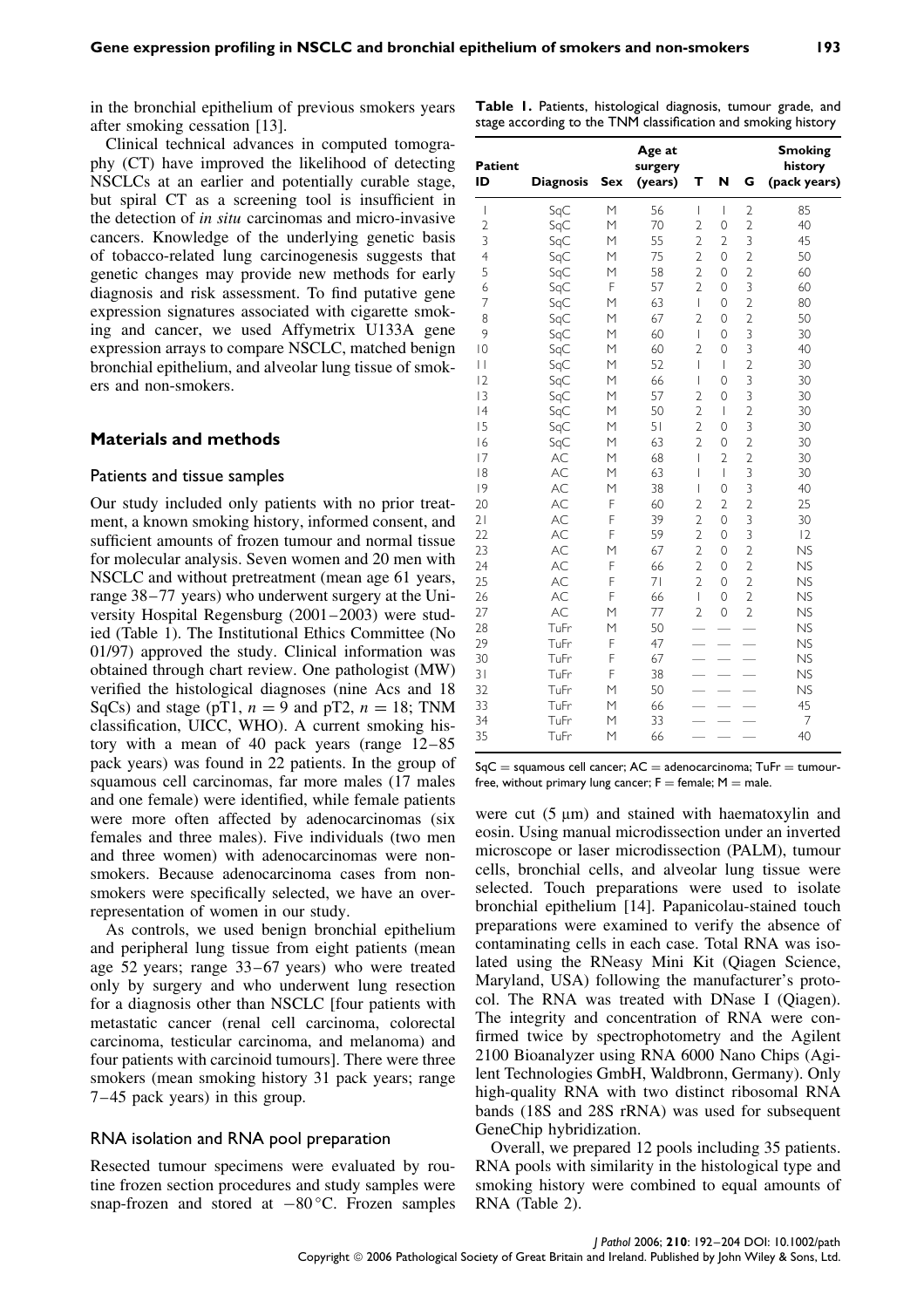in the bronchial epithelium of previous smokers years after smoking cessation [13].

Clinical technical advances in computed tomography (CT) have improved the likelihood of detecting NSCLCs at an earlier and potentially curable stage, but spiral CT as a screening tool is insufficient in the detection of *in situ* carcinomas and micro-invasive cancers. Knowledge of the underlying genetic basis of tobacco-related lung carcinogenesis suggests that genetic changes may provide new methods for early diagnosis and risk assessment. To find putative gene expression signatures associated with cigarette smoking and cancer, we used Affymetrix U133A gene expression arrays to compare NSCLC, matched benign bronchial epithelium, and alveolar lung tissue of smokers and non-smokers.

## Materials and methods

### Patients and tissue samples

Our study included only patients with no prior treatment, a known smoking history, informed consent, and sufficient amounts of frozen tumour and normal tissue for molecular analysis. Seven women and 20 men with NSCLC and without pretreatment (mean age 61 years, range 38–77 years) who underwent surgery at the University Hospital Regensburg (2001–2003) were studied (Table 1). The Institutional Ethics Committee (No 01/97) approved the study. Clinical information was obtained through chart review. One pathologist (MW) verified the histological diagnoses (nine Acs and 18 SqCs) and stage (pT1, $n = 9$ and pT2, $n = 18$; TNM classification, UICC, WHO). A current smoking history with a mean of 40 pack years (range 12–85 pack years) was found in 22 patients. In the group of squamous cell carcinomas, far more males (17 males and one female) were identified, while female patients were more often affected by adenocarcinomas (six females and three males). Five individuals (two men and three women) with adenocarcinomas were non-smokers. Because adenocarcinoma cases from non-smokers were specifically selected, we have an over-representation of women in our study.

As controls, we used benign bronchial epithelium and peripheral lung tissue from eight patients (mean age 52 years; range 33–67 years) who were treated only by surgery and who underwent lung resection for a diagnosis other than NSCLC [four patients with metastatic cancer (renal cell carcinoma, colorectal carcinoma, testicular carcinoma, and melanoma) and four patients with carcinoid tumours]. There were three smokers (mean smoking history 31 pack years; range 7–45 pack years) in this group.

### RNA isolation and RNA pool preparation

Resected tumour specimens were evaluated by routine frozen section procedures and study samples were snap-frozen and stored at −80 °C. Frozen samples were cut (5 µm) and stained with haematoxylin and eosin. Using manual microdissection under an inverted microscope or laser microdissection (PALM), tumour cells, bronchial cells, and alveolar lung tissue were selected. Touch preparations were used to isolate bronchial epithelium [14]. Papanicolau-stained touch preparations were examined to verify the absence of contaminating cells in each case. Total RNA was isolated using the RNeasy Mini Kit (Qiagen Science, Maryland, USA) following the manufacturer's protocol. The RNA was treated with DNase I (Qiagen). The integrity and concentration of RNA were confirmed twice by spectrophotometry and the Agilent 2100 Bioanalyzer using RNA 6000 Nano Chips (Agilent Technologies GmbH, Waldbronn, Germany). Only high-quality RNA with two distinct ribosomal RNA bands (18S and 28S rRNA) was used for subsequent GeneChip hybridization.

Overall, we prepared 12 pools including 35 patients. RNA pools with similarity in the histological type and smoking history were combined to equal amounts of RNA (Table 2).

**Table 1.** Patients, histological diagnosis, tumour grade, and stage according to the TNM classification and smoking history

| Patient ID | Diagnosis | Sex | Age at surgery (years) | T | N | G | Smoking history (pack years) |
|---|---|---|---|---|---|---|---|
| 1 | SqC | M | 56 | 1 | 1 | 2 | 85 |
| 2 | SqC | M | 70 | 2 | 0 | 2 | 40 |
| 3 | SqC | M | 55 | 2 | 2 | 3 | 45 |
| 4 | SqC | M | 75 | 2 | 0 | 2 | 50 |
| 5 | SqC | M | 58 | 2 | 0 | 2 | 60 |
| 6 | SqC | F | 57 | 2 | 0 | 3 | 60 |
| 7 | SqC | M | 63 | 1 | 0 | 2 | 80 |
| 8 | SqC | M | 67 | 2 | 0 | 2 | 50 |
| 9 | SqC | M | 60 | 1 | 0 | 3 | 30 |
| 10 | SqC | M | 60 | 2 | 0 | 3 | 40 |
| 11 | SqC | M | 52 | 1 | 1 | 2 | 30 |
| 12 | SqC | M | 66 | 1 | 0 | 3 | 30 |
| 13 | SqC | M | 57 | 2 | 0 | 3 | 30 |
| 14 | SqC | M | 50 | 2 | 1 | 2 | 30 |
| 15 | SqC | M | 51 | 2 | 0 | 3 | 30 |
| 16 | SqC | M | 63 | 2 | 0 | 2 | 30 |
| 17 | AC | M | 68 | 1 | 2 | 2 | 30 |
| 18 | AC | M | 63 | 1 | 1 | 3 | 30 |
| 19 | AC | M | 38 | 1 | 0 | 3 | 40 |
| 20 | AC | F | 60 | 2 | 2 | 2 | 25 |
| 21 | AC | F | 39 | 2 | 0 | 3 | 30 |
| 22 | AC | F | 59 | 2 | 0 | 3 | 12 |
| 23 | AC | M | 67 | 2 | 0 | 2 | NS |
| 24 | AC | F | 66 | 2 | 0 | 2 | NS |
| 25 | AC | F | 71 | 2 | 0 | 2 | NS |
| 26 | AC | F | 66 | 1 | 0 | 2 | NS |
| 27 | AC | M | 77 | 2 | 0 | 2 | NS |
| 28 | TuFr | M | 50 | — | — | — | NS |
| 29 | TuFr | F | 47 | — | — | — | NS |
| 30 | TuFr | F | 67 | — | — | — | NS |
| 31 | TuFr | F | 38 | — | — | — | NS |
| 32 | TuFr | M | 50 | — | — | — | NS |
| 33 | TuFr | M | 66 | — | — | — | 45 |
| 34 | TuFr | M | 33 | — | — | — | 7 |
| 35 | TuFr | M | 66 | — | — | — | 40 |

SqC = squamous cell cancer; AC = adenocarcinoma; TuFr = tumour-free, without primary lung cancer; F = female; M = male.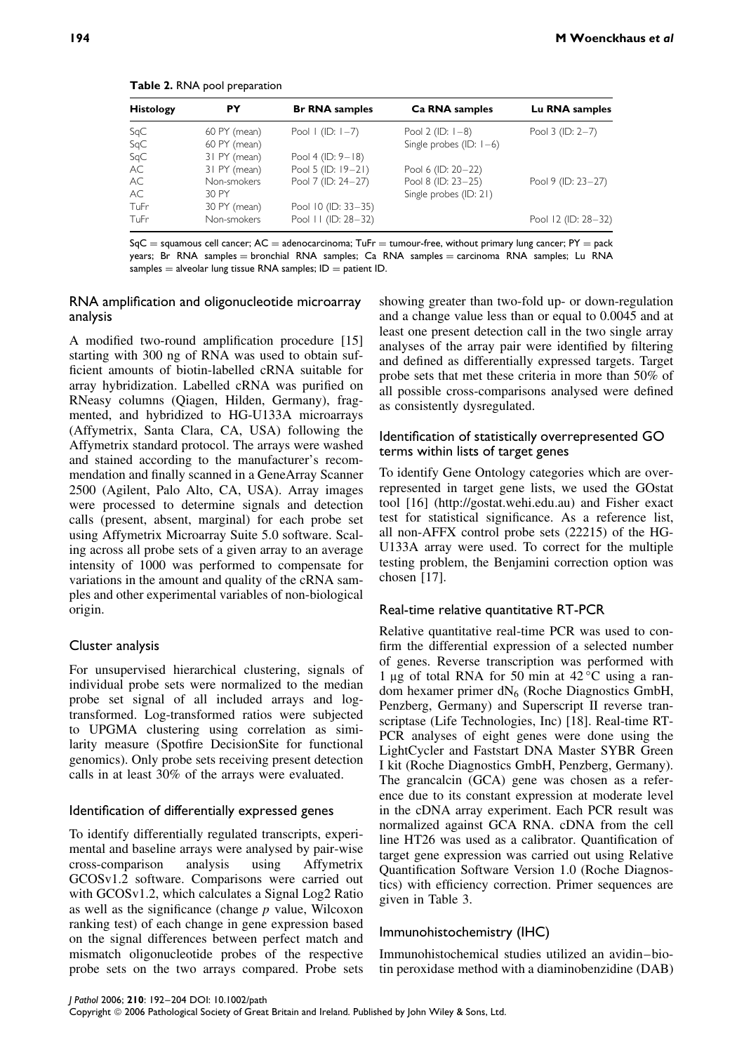**Table 2.** RNA pool preparation

| Histology | PY | Br RNA samples | Ca RNA samples | Lu RNA samples |
|---|---|---|---|---|
| SqC | 60 PY (mean) | Pool 1 (ID: 1–7) | Pool 2 (ID: 1–8) | Pool 3 (ID: 2–7) |
| SqC | 60 PY (mean) | | Single probes (ID: 1–6) | |
| SqC | 31 PY (mean) | Pool 4 (ID: 9–18) | | |
| AC | 31 PY (mean) | Pool 5 (ID: 19–21) | Pool 6 (ID: 20–22) | |
| AC | Non-smokers | Pool 7 (ID: 24–27) | Pool 8 (ID: 23–25) | Pool 9 (ID: 23–27) |
| AC | 30 PY | | Single probes (ID: 21) | |
| TuFr | 30 PY (mean) | Pool 10 (ID: 33–35) | | |
| TuFr | Non-smokers | Pool 11 (ID: 28–32) | | Pool 12 (ID: 28–32) |

SqC = squamous cell cancer; AC = adenocarcinoma; TuFr = tumour-free, without primary lung cancer; PY = pack years; Br RNA samples = bronchial RNA samples; Ca RNA samples = carcinoma RNA samples; Lu RNA samples = alveolar lung tissue RNA samples; ID = patient ID.

### RNA amplification and oligonucleotide microarray analysis

A modified two-round amplification procedure [15] starting with 300 ng of RNA was used to obtain sufficient amounts of biotin-labelled cRNA suitable for array hybridization. Labelled cRNA was purified on RNeasy columns (Qiagen, Hilden, Germany), fragmented, and hybridized to HG-U133A microarrays (Affymetrix, Santa Clara, CA, USA) following the Affymetrix standard protocol. The arrays were washed and stained according to the manufacturer's recommendation and finally scanned in a GeneArray Scanner 2500 (Agilent, Palo Alto, CA, USA). Array images were processed to determine signals and detection calls (present, absent, marginal) for each probe set using Affymetrix Microarray Suite 5.0 software. Scaling across all probe sets of a given array to an average intensity of 1000 was performed to compensate for variations in the amount and quality of the cRNA samples and other experimental variables of non-biological origin.

### Cluster analysis

For unsupervised hierarchical clustering, signals of individual probe sets were normalized to the median probe set signal of all included arrays and log-transformed. Log-transformed ratios were subjected to UPGMA clustering using correlation as similarity measure (Spotfire DecisionSite for functional genomics). Only probe sets receiving present detection calls in at least 30% of the arrays were evaluated.

### Identification of differentially expressed genes

To identify differentially regulated transcripts, experimental and baseline arrays were analysed by pair-wise cross-comparison analysis using Affymetrix GCOSv1.2 software. Comparisons were carried out with GCOSv1.2, which calculates a Signal Log2 Ratio as well as the significance (change $p$ value, Wilcoxon ranking test) of each change in gene expression based on the signal differences between perfect match and mismatch oligonucleotide probes of the respective probe sets on the two arrays compared. Probe sets showing greater than two-fold up- or down-regulation and a change value less than or equal to 0.0045 and at least one present detection call in the two single array analyses of the array pair were identified by filtering and defined as differentially expressed targets. Target probe sets that met these criteria in more than 50% of all possible cross-comparisons analysed were defined as consistently dysregulated.

### Identification of statistically overrepresented GO terms within lists of target genes

To identify Gene Ontology categories which are overrepresented in target gene lists, we used the GOstat tool [16] (http://gostat.wehi.edu.au) and Fisher exact test for statistical significance. As a reference list, all non-AFFX control probe sets (22215) of the HG-U133A array were used. To correct for the multiple testing problem, the Benjamini correction option was chosen [17].

### Real-time relative quantitative RT-PCR

Relative quantitative real-time PCR was used to confirm the differential expression of a selected number of genes. Reverse transcription was performed with 1 µg of total RNA for 50 min at 42 °C using a random hexamer primer $dN_6$ (Roche Diagnostics GmbH, Penzberg, Germany) and Superscript II reverse transcriptase (Life Technologies, Inc) [18]. Real-time RT-PCR analyses of eight genes were done using the LightCycler and Faststart DNA Master SYBR Green I kit (Roche Diagnostics GmbH, Penzberg, Germany). The grancalcin (GCA) gene was chosen as a reference due to its constant expression at moderate level in the cDNA array experiment. Each PCR result was normalized against GCA RNA. cDNA from the cell line HT26 was used as a calibrator. Quantification of target gene expression was carried out using Relative Quantification Software Version 1.0 (Roche Diagnostics) with efficiency correction. Primer sequences are given in Table 3.

### Immunohistochemistry (IHC)

Immunohistochemical studies utilized an avidin–biotin peroxidase method with a diaminobenzidine (DAB)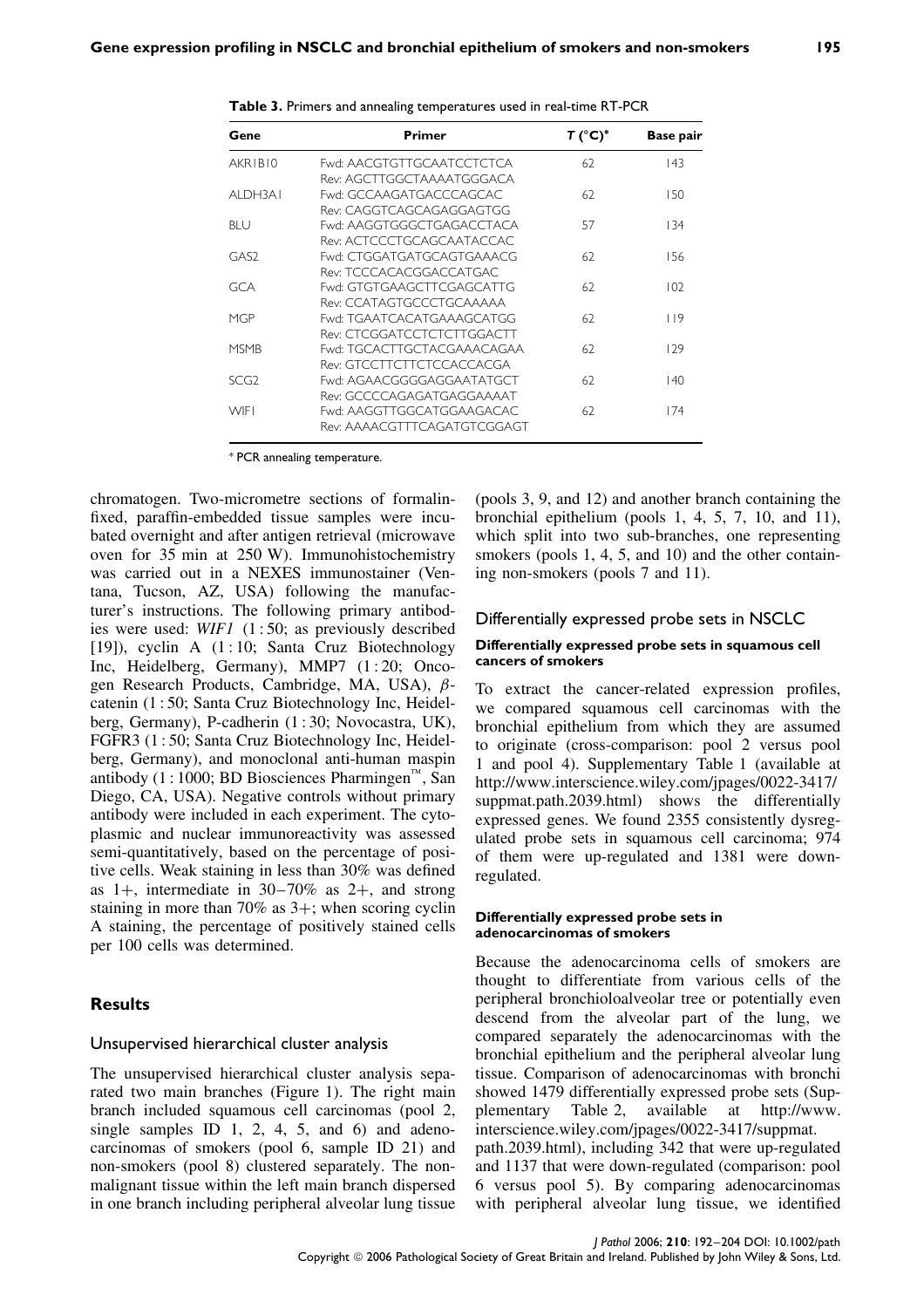**Table 3.** Primers and annealing temperatures used in real-time RT-PCR

| Gene | Primer | T (°C)* | Base pair |
|---|---|---|---|
| AKR1B10 | Fwd: AACGTGTTGCAATCCTCTCA<br>Rev: AGCTTGGCTAAAATGGGACA | 62 | 143 |
| ALDH3A1 | Fwd: GCCAAGATGACCCAGCAC<br>Rev: CAGGTCAGCAGAGGAGTGG | 62 | 150 |
| BLU | Fwd: AAGGTGGGCTGAGACCTACA<br>Rev: ACTCCCTGCAGCAATACCAC | 57 | 134 |
| GAS2 | Fwd: CTGGATGATGCAGTGAAACG<br>Rev: TCCCACACGGACCATGAC | 62 | 156 |
| GCA | Fwd: GTGTGAAGCTTCGAGCATTG<br>Rev: CCATAGTGCCCTGCAAAAA | 62 | 102 |
| MGP | Fwd: TGAATCACATGAAAGCATGG<br>Rev: CTCGGATCCTCTCTTGGACTT | 62 | 119 |
| MSMB | Fwd: TGCACTTGCTACGAAACAGAA<br>Rev: GTCCTTCTTCTCCACCACGA | 62 | 129 |
| SCG2 | Fwd: AGAACGGGGAGGAATATGCT<br>Rev: GCCCCAGAGATGAGGAAAAT | 62 | 140 |
| WIF1 | Fwd: AAGGTTGGCATGGAAGACAC<br>Rev: AAAACGTTTCAGATGTCGGAGT | 62 | 174 |

\* PCR annealing temperature.

chromatogen. Two-micrometre sections of formalin-fixed, paraffin-embedded tissue samples were incubated overnight and after antigen retrieval (microwave oven for 35 min at 250 W). Immunohistochemistry was carried out in a NEXES immunostainer (Ventana, Tucson, AZ, USA) following the manufacturer's instructions. The following primary antibodies were used: *WIF1* (1 : 50; as previously described [19]), cyclin A (1 : 10; Santa Cruz Biotechnology Inc, Heidelberg, Germany), MMP7 (1 : 20; Oncogen Research Products, Cambridge, MA, USA), β-catenin (1 : 50; Santa Cruz Biotechnology Inc, Heidelberg, Germany), P-cadherin (1 : 30; Novocastra, UK), FGFR3 (1 : 50; Santa Cruz Biotechnology Inc, Heidelberg, Germany), and monoclonal anti-human maspin antibody (1 : 1000; BD Biosciences Pharmingen™, San Diego, CA, USA). Negative controls without primary antibody were included in each experiment. The cytoplasmic and nuclear immunoreactivity was assessed semi-quantitatively, based on the percentage of positive cells. Weak staining in less than 30% was defined as 1+, intermediate in 30–70% as 2+, and strong staining in more than 70% as 3+; when scoring cyclin A staining, the percentage of positively stained cells per 100 cells was determined.

## Results

### Unsupervised hierarchical cluster analysis

The unsupervised hierarchical cluster analysis separated two main branches (Figure 1). The right main branch included squamous cell carcinomas (pool 2, single samples ID 1, 2, 4, 5, and 6) and adenocarcinomas of smokers (pool 6, sample ID 21) and non-smokers (pool 8) clustered separately. The non-malignant tissue within the left main branch dispersed in one branch including peripheral alveolar lung tissue (pools 3, 9, and 12) and another branch containing the bronchial epithelium (pools 1, 4, 5, 7, 10, and 11), which split into two sub-branches, one representing smokers (pools 1, 4, 5, and 10) and the other containing non-smokers (pools 7 and 11).

### Differentially expressed probe sets in NSCLC

#### Differentially expressed probe sets in squamous cell cancers of smokers

To extract the cancer-related expression profiles, we compared squamous cell carcinomas with the bronchial epithelium from which they are assumed to originate (cross-comparison: pool 2 versus pool 1 and pool 4). Supplementary Table 1 (available at http://www.interscience.wiley.com/jpages/0022-3417/suppmat.path.2039.html) shows the differentially expressed genes. We found 2355 consistently dysregulated probe sets in squamous cell carcinoma; 974 of them were up-regulated and 1381 were down-regulated.

#### Differentially expressed probe sets in adenocarcinomas of smokers

Because the adenocarcinoma cells of smokers are thought to differentiate from various cells of the peripheral bronchioloalveolar tree or potentially even descend from the alveolar part of the lung, we compared separately the adenocarcinomas with the bronchial epithelium and the peripheral alveolar lung tissue. Comparison of adenocarcinomas with bronchi showed 1479 differentially expressed probe sets (Supplementary Table 2, available at http://www.interscience.wiley.com/jpages/0022-3417/suppmat.path.2039.html), including 342 that were up-regulated and 1137 that were down-regulated (comparison: pool 6 versus pool 5). By comparing adenocarcinomas with peripheral alveolar lung tissue, we identified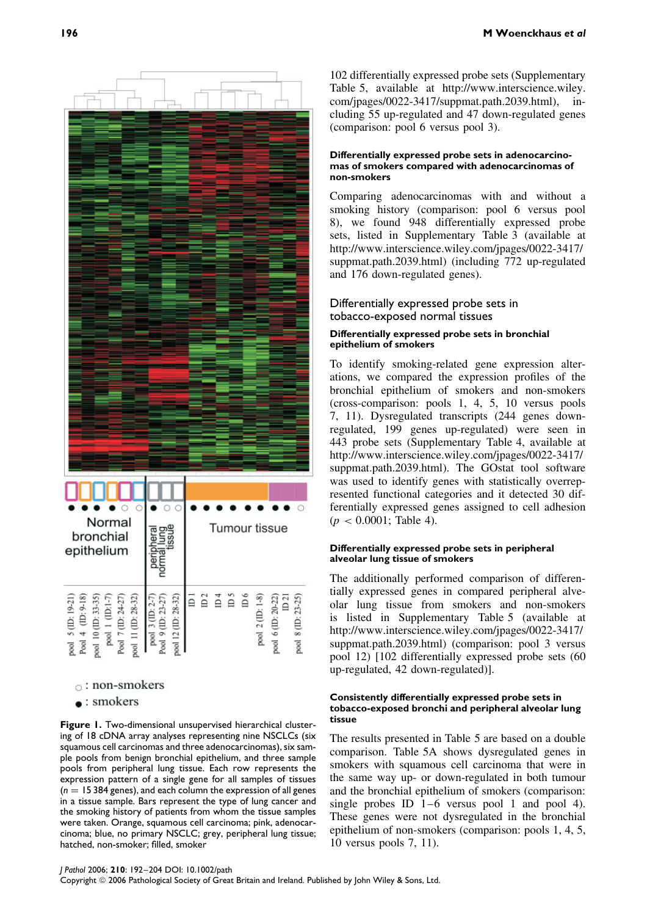Figure 1. Two-dimensional unsupervised hierarchical clustering of 18 cDNA array analyses representing nine NSCLCs (six squamous cell carcinomas and three adenocarcinomas), six sample pools from benign bronchial epithelium, and three sample pools from peripheral lung tissue. Each row represents the expression pattern of a single gene for all samples of tissues ($n = 15\,384$ genes), and each column the expression of all genes in a tissue sample. Bars represent the type of lung cancer and the smoking history of patients from whom the tissue samples were taken. Orange, squamous cell carcinoma; pink, adenocarcinoma; blue, no primary NSCLC; grey, peripheral lung tissue; hatched, non-smoker; filled, smoker

102 differentially expressed probe sets (Supplementary Table 5, available at http://www.interscience.wiley.com/jpages/0022-3417/suppmat.path.2039.html), including 55 up-regulated and 47 down-regulated genes (comparison: pool 6 versus pool 3).

#### Differentially expressed probe sets in adenocarcinomas of smokers compared with adenocarcinomas of non-smokers

Comparing adenocarcinomas with and without a smoking history (comparison: pool 6 versus pool 8), we found 948 differentially expressed probe sets, listed in Supplementary Table 3 (available at http://www.interscience.wiley.com/jpages/0022-3417/suppmat.path.2039.html) (including 772 up-regulated and 176 down-regulated genes).

### Differentially expressed probe sets in tobacco-exposed normal tissues

#### Differentially expressed probe sets in bronchial epithelium of smokers

To identify smoking-related gene expression alterations, we compared the expression profiles of the bronchial epithelium of smokers and non-smokers (cross-comparison: pools 1, 4, 5, 10 versus pools 7, 11). Dysregulated transcripts (244 genes down-regulated, 199 genes up-regulated) were seen in 443 probe sets (Supplementary Table 4, available at http://www.interscience.wiley.com/jpages/0022-3417/suppmat.path.2039.html). The GOstat tool software was used to identify genes with statistically overrepresented functional categories and it detected 30 differentially expressed genes assigned to cell adhesion ($p < 0.0001$; Table 4).

#### Differentially expressed probe sets in peripheral alveolar lung tissue of smokers

The additionally performed comparison of differentially expressed genes in compared peripheral alveolar lung tissue from smokers and non-smokers is listed in Supplementary Table 5 (available at http://www.interscience.wiley.com/jpages/0022-3417/suppmat.path.2039.html) (comparison: pool 3 versus pool 12) [102 differentially expressed probe sets (60 up-regulated, 42 down-regulated)].

#### Consistently differentially expressed probe sets in tobacco-exposed bronchi and peripheral alveolar lung tissue

The results presented in Table 5 are based on a double comparison. Table 5A shows dysregulated genes in smokers with squamous cell carcinoma that were in the same way up- or down-regulated in both tumour and the bronchial epithelium of smokers (comparison: single probes ID 1–6 versus pool 1 and pool 4). These genes were not dysregulated in the bronchial epithelium of non-smokers (comparison: pools 1, 4, 5, 10 versus pools 7, 11).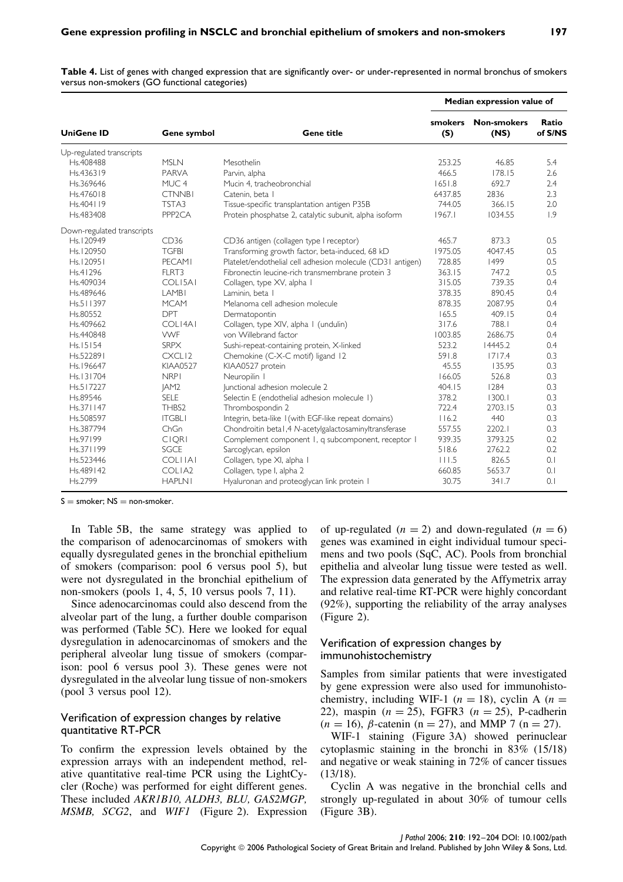**Table 4.** List of genes with changed expression that are significantly over- or under-represented in normal bronchus of smokers versus non-smokers (GO functional categories)

| UniGene ID | Gene symbol | Gene title | Median expression value of smokers (S) | Median expression value of Non-smokers (NS) | Ratio of S/NS |
|---|---|---|---|---|---|
| Up-regulated transcripts | | | | | |
| Hs.408488 | MSLN | Mesothelin | 253.25 | 46.85 | 5.4 |
| Hs.436319 | PARVA | Parvin, alpha | 466.5 | 178.15 | 2.6 |
| Hs.369646 | MUC4 | Mucin 4, tracheobronchial | 1651.8 | 692.7 | 2.4 |
| Hs.476018 | CTNNB1 | Catenin, beta 1 | 6437.85 | 2836 | 2.3 |
| Hs.404119 | TSTA3 | Tissue-specific transplantation antigen P35B | 744.05 | 366.15 | 2.0 |
| Hs.483408 | PPP2CA | Protein phosphatse 2, catalytic subunit, alpha isoform | 1967.1 | 1034.55 | 1.9 |
| Down-regulated transcripts | | | | | |
| Hs.120949 | CD36 | CD36 antigen (collagen type I receptor) | 465.7 | 873.3 | 0.5 |
| Hs.120950 | TGFBI | Transforming growth factor, beta-induced, 68 kD | 1975.05 | 4047.45 | 0.5 |
| Hs.120951 | PECAM1 | Platelet/endothelial cell adhesion molecule (CD31 antigen) | 728.85 | 1499 | 0.5 |
| Hs.41296 | FLRT3 | Fibronectin leucine-rich transmembrane protein 3 | 363.15 | 747.2 | 0.5 |
| Hs.409034 | COL15A1 | Collagen, type XV, alpha 1 | 315.05 | 739.35 | 0.4 |
| Hs.489646 | LAMB1 | Laminin, beta 1 | 378.35 | 890.45 | 0.4 |
| Hs.511397 | MCAM | Melanoma cell adhesion molecule | 878.35 | 2087.95 | 0.4 |
| Hs.80552 | DPT | Dermatopontin | 165.5 | 409.15 | 0.4 |
| Hs.409662 | COL14A1 | Collagen, type XIV, alpha 1 (undulin) | 317.6 | 788.1 | 0.4 |
| Hs.440848 | VWF | von Willebrand factor | 1003.85 | 2686.75 | 0.4 |
| Hs.15154 | SRPX | Sushi-repeat-containing protein, X-linked | 523.2 | 14445.2 | 0.4 |
| Hs.522891 | CXCL12 | Chemokine (C-X-C motif) ligand 12 | 591.8 | 1717.4 | 0.3 |
| Hs.196647 | KIAA0527 | KIAA0527 protein | 45.55 | 135.95 | 0.3 |
| Hs.131704 | NRP1 | Neuropilin 1 | 166.05 | 526.8 | 0.3 |
| Hs.517227 | JAM2 | Junctional adhesion molecule 2 | 404.15 | 1284 | 0.3 |
| Hs.89546 | SELE | Selectin E (endothelial adhesion molecule 1) | 378.2 | 1300.1 | 0.3 |
| Hs.371147 | THBS2 | Thrombospondin 2 | 722.4 | 2703.15 | 0.3 |
| Hs.508597 | ITGBL1 | Integrin, beta-like 1 (with EGF-like repeat domains) | 116.2 | 440 | 0.3 |
| Hs.387794 | ChGn | Chondroitin beta1,4 *N*-acetylgalactosaminyltransferase | 557.55 | 2202.1 | 0.3 |
| Hs.97199 | C1QR1 | Complement component 1, q subcomponent, receptor 1 | 939.35 | 3793.25 | 0.2 |
| Hs.371199 | SGCE | Sarcoglycan, epsilon | 518.6 | 2762.2 | 0.2 |
| Hs.523446 | COL11A1 | Collagen, type XI, alpha 1 | 111.5 | 826.5 | 0.1 |
| Hs.489142 | COL1A2 | Collagen, type I, alpha 2 | 660.85 | 5653.7 | 0.1 |
| Hs.2799 | HAPLN1 | Hyaluronan and proteoglycan link protein 1 | 30.75 | 341.7 | 0.1 |

S = smoker; NS = non-smoker.

In Table 5B, the same strategy was applied to the comparison of adenocarcinomas of smokers with equally dysregulated genes in the bronchial epithelium of smokers (comparison: pool 6 versus pool 5), but were not dysregulated in the bronchial epithelium of non-smokers (pools 1, 4, 5, 10 versus pools 7, 11).

Since adenocarcinomas could also descend from the alveolar part of the lung, a further double comparison was performed (Table 5C). Here we looked for equal dysregulation in adenocarcinomas of smokers and the peripheral alveolar lung tissue of smokers (comparison: pool 6 versus pool 3). These genes were not dysregulated in the alveolar lung tissue of non-smokers (pool 3 versus pool 12).

### Verification of expression changes by relative quantitative RT-PCR

To confirm the expression levels obtained by the expression arrays with an independent method, relative quantitative real-time PCR using the LightCycler (Roche) was performed for eight different genes. These included *AKR1B10, ALDH3, BLU, GAS2MGP, MSMB, SCG2*, and *WIF1* (Figure 2). Expression of up-regulated ($n = 2$) and down-regulated ($n = 6$) genes was examined in eight individual tumour specimens and two pools (SqC, AC). Pools from bronchial epithelia and alveolar lung tissue were tested as well. The expression data generated by the Affymetrix array and relative real-time RT-PCR were highly concordant (92%), supporting the reliability of the array analyses (Figure 2).

### Verification of expression changes by immunohistochemistry

Samples from similar patients that were investigated by gene expression were also used for immunohistochemistry, including WIF-1 ($n = 18$), cyclin A ($n = 22$), maspin ($n = 25$), FGFR3 ($n = 25$), P-cadherin ($n = 16$), $\beta$-catenin (n = 27), and MMP 7 (n = 27).

WIF-1 staining (Figure 3A) showed perinuclear cytoplasmic staining in the bronchi in 83% (15/18) and negative or weak staining in 72% of cancer tissues (13/18).

Cyclin A was negative in the bronchial cells and strongly up-regulated in about 30% of tumour cells (Figure 3B).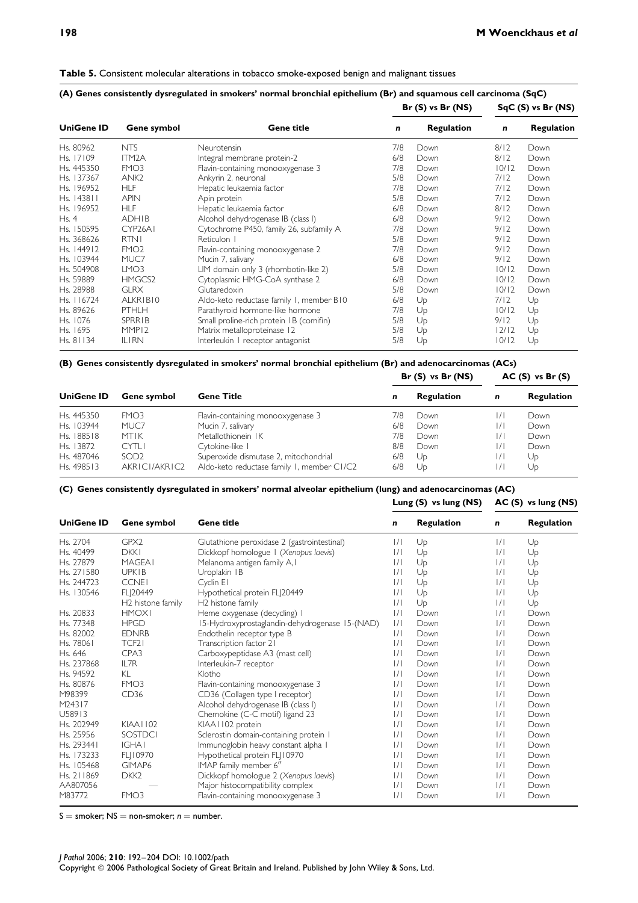**Table 5.** Consistent molecular alterations in tobacco smoke-exposed benign and malignant tissues

**(A) Genes consistently dysregulated in smokers' normal bronchial epithelium (Br) and squamous cell carcinoma (SqC)**

| UniGene ID | Gene symbol | Gene title | Br (S) vs Br (NS) *n* | Br (S) vs Br (NS) Regulation | SqC (S) vs Br (NS) *n* | SqC (S) vs Br (NS) Regulation |
|---|---|---|---|---|---|---|
| Hs. 80962 | NTS | Neurotensin | 7/8 | Down | 8/12 | Down |
| Hs. 17109 | ITM2A | Integral membrane protein-2 | 6/8 | Down | 8/12 | Down |
| Hs. 445350 | FMO3 | Flavin-containing monooxygenase 3 | 7/8 | Down | 10/12 | Down |
| Hs. 137367 | ANK2 | Ankyrin 2, neuronal | 5/8 | Down | 7/12 | Down |
| Hs. 196952 | HLF | Hepatic leukaemia factor | 7/8 | Down | 7/12 | Down |
| Hs. 143811 | APIN | Apin protein | 5/8 | Down | 7/12 | Down |
| Hs. 196952 | HLF | Hepatic leukaemia factor | 6/8 | Down | 8/12 | Down |
| Hs. 4 | ADH1B | Alcohol dehydrogenase IB (class I) | 6/8 | Down | 9/12 | Down |
| Hs. 150595 | CYP26A1 | Cytochrome P450, family 26, subfamily A | 7/8 | Down | 9/12 | Down |
| Hs. 368626 | RTN1 | Reticulon 1 | 5/8 | Down | 9/12 | Down |
| Hs. 144912 | FMO2 | Flavin-containing monooxygenase 2 | 7/8 | Down | 9/12 | Down |
| Hs. 103944 | MUC7 | Mucin 7, salivary | 6/8 | Down | 9/12 | Down |
| Hs. 504908 | LMO3 | LIM domain only 3 (rhombotin-like 2) | 5/8 | Down | 10/12 | Down |
| Hs. 59889 | HMGCS2 | Cytoplasmic HMG-CoA synthase 2 | 6/8 | Down | 10/12 | Down |
| Hs. 28988 | GLRX | Glutaredoxin | 5/8 | Down | 10/12 | Down |
| Hs. 116724 | ALKR1B10 | Aldo-keto reductase family 1, member B10 | 6/8 | Up | 7/12 | Up |
| Hs. 89626 | PTHLH | Parathyroid hormone-like hormone | 7/8 | Up | 10/12 | Up |
| Hs. 1076 | SPRR1B | Small proline-rich protein 1B (cornifin) | 5/8 | Up | 9/12 | Up |
| Hs. 1695 | MMP12 | Matrix metalloproteinase 12 | 5/8 | Up | 12/12 | Up |
| Hs. 81134 | IL1RN | Interleukin 1 receptor antagonist | 5/8 | Up | 10/12 | Up |

**(B) Genes consistently dysregulated in smokers' normal bronchial epithelium (Br) and adenocarcinomas (ACs)**

| UniGene ID | Gene symbol | Gene Title | Br (S) vs Br (NS) *n* | Br (S) vs Br (NS) Regulation | AC (S) vs Br (S) *n* | AC (S) vs Br (S) Regulation |
|---|---|---|---|---|---|---|
| Hs. 445350 | FMO3 | Flavin-containing monooxygenase 3 | 7/8 | Down | 1/1 | Down |
| Hs. 103944 | MUC7 | Mucin 7, salivary | 6/8 | Down | 1/1 | Down |
| Hs. 188518 | MT1K | Metallothionein 1K | 7/8 | Down | 1/1 | Down |
| Hs. 13872 | CYTL1 | Cytokine-like 1 | 8/8 | Down | 1/1 | Down |
| Hs. 487046 | SOD2 | Superoxide dismutase 2, mitochondrial | 6/8 | Up | 1/1 | Up |
| Hs. 498513 | AKR1C1/AKR1C2 | Aldo-keto reductase family 1, member C1/C2 | 6/8 | Up | 1/1 | Up |

**(C) Genes consistently dysregulated in smokers' normal alveolar epithelium (lung) and adenocarcinomas (AC)**

| UniGene ID | Gene symbol | Gene title | Lung (S) vs lung (NS) *n* | Lung (S) vs lung (NS) Regulation | AC (S) vs lung (NS) *n* | AC (S) vs lung (NS) Regulation |
|---|---|---|---|---|---|---|
| Hs. 2704 | GPX2 | Glutathione peroxidase 2 (gastrointestinal) | 1/1 | Up | 1/1 | Up |
| Hs. 40499 | DKK1 | Dickkopf homologue 1 (*Xenopus laevis*) | 1/1 | Up | 1/1 | Up |
| Hs. 27879 | MAGEA1 | Melanoma antigen family A,1 | 1/1 | Up | 1/1 | Up |
| Hs. 271580 | UPK1B | Uroplakin 1B | 1/1 | Up | 1/1 | Up |
| Hs. 244723 | CCNE1 | Cyclin E1 | 1/1 | Up | 1/1 | Up |
| Hs. 130546 | FLJ20449 | Hypothetical protein FLJ20449 | 1/1 | Up | 1/1 | Up |
| | H2 histone family | H2 histone family | 1/1 | Up | 1/1 | Up |
| Hs. 20833 | HMOX1 | Heme oxygenase (decycling) 1 | 1/1 | Down | 1/1 | Down |
| Hs. 77348 | HPGD | 15-Hydroxyprostaglandin-dehydrogenase 15-(NAD) | 1/1 | Down | 1/1 | Down |
| Hs. 82002 | EDNRB | Endothelin receptor type B | 1/1 | Down | 1/1 | Down |
| Hs. 78061 | TCF21 | Transcription factor 21 | 1/1 | Down | 1/1 | Down |
| Hs. 646 | CPA3 | Carboxypeptidase A3 (mast cell) | 1/1 | Down | 1/1 | Down |
| Hs. 237868 | IL7R | Interleukin-7 receptor | 1/1 | Down | 1/1 | Down |
| Hs. 94592 | KL | Klotho | 1/1 | Down | 1/1 | Down |
| Hs. 80876 | FMO3 | Flavin-containing monooxygenase 3 | 1/1 | Down | 1/1 | Down |
| M98399 | CD36 | CD36 (Collagen type I receptor) | 1/1 | Down | 1/1 | Down |
| M24317 | | Alcohol dehydrogenase IB (class I) | 1/1 | Down | 1/1 | Down |
| U58913 | | Chemokine (C-C motif) ligand 23 | 1/1 | Down | 1/1 | Down |
| Hs. 202949 | KIAA1102 | KIAA1102 protein | 1/1 | Down | 1/1 | Down |
| Hs. 25956 | SOSTDC1 | Sclerostin domain-containing protein 1 | 1/1 | Down | 1/1 | Down |
| Hs. 293441 | IGHA1 | Immunoglobin heavy constant alpha 1 | 1/1 | Down | 1/1 | Down |
| Hs. 173233 | FLJ10970 | Hypothetical protein FLJ10970 | 1/1 | Down | 1/1 | Down |
| Hs. 105468 | GIMAP6 | IMAP family member 6″ | 1/1 | Down | 1/1 | Down |
| Hs. 211869 | DKK2 | Dickkopf homologue 2 (*Xenopus laevis*) | 1/1 | Down | 1/1 | Down |
| AA807056 | — | Major histocompatibility complex | 1/1 | Down | 1/1 | Down |
| M83772 | FMO3 | Flavin-containing monooxygenase 3 | 1/1 | Down | 1/1 | Down |

S = smoker; NS = non-smoker; *n* = number.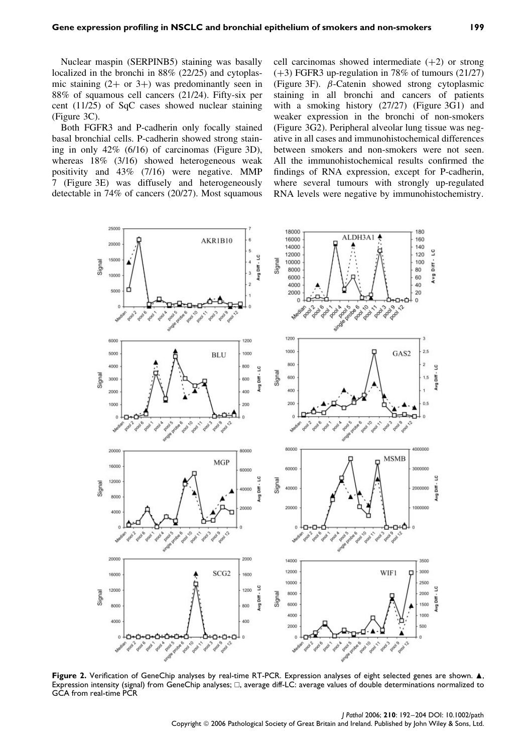Nuclear maspin (SERPINB5) staining was basally localized in the bronchi in 88% (22/25) and cytoplasmic staining (2+ or 3+) was predominantly seen in 88% of squamous cell cancers (21/24). Fifty-six per cent (11/25) of SqC cases showed nuclear staining (Figure 3C).

Both FGFR3 and P-cadherin only focally stained basal bronchial cells. P-cadherin showed strong staining in only 42% (6/16) of carcinomas (Figure 3D), whereas 18% (3/16) showed heterogeneous weak positivity and 43% (7/16) were negative. MMP 7 (Figure 3E) was diffusely and heterogeneously detectable in 74% of cancers (20/27). Most squamous cell carcinomas showed intermediate (+2) or strong (+3) FGFR3 up-regulation in 78% of tumours (21/27) (Figure 3F). β-Catenin showed strong cytoplasmic staining in all bronchi and cancers of patients with a smoking history (27/27) (Figure 3G1) and weaker expression in the bronchi of non-smokers (Figure 3G2). Peripheral alveolar lung tissue was negative in all cases and immunohistochemical differences between smokers and non-smokers were not seen. All the immunohistochemical results confirmed the findings of RNA expression, except for P-cadherin, where several tumours with strongly up-regulated RNA levels were negative by immunohistochemistry.

**Figure 2.** Verification of GeneChip analyses by real-time RT-PCR. Expression analyses of eight selected genes are shown. ▲, Expression intensity (signal) from GeneChip analyses; □, average diff-LC: average values of double determinations normalized to GCA from real-time PCR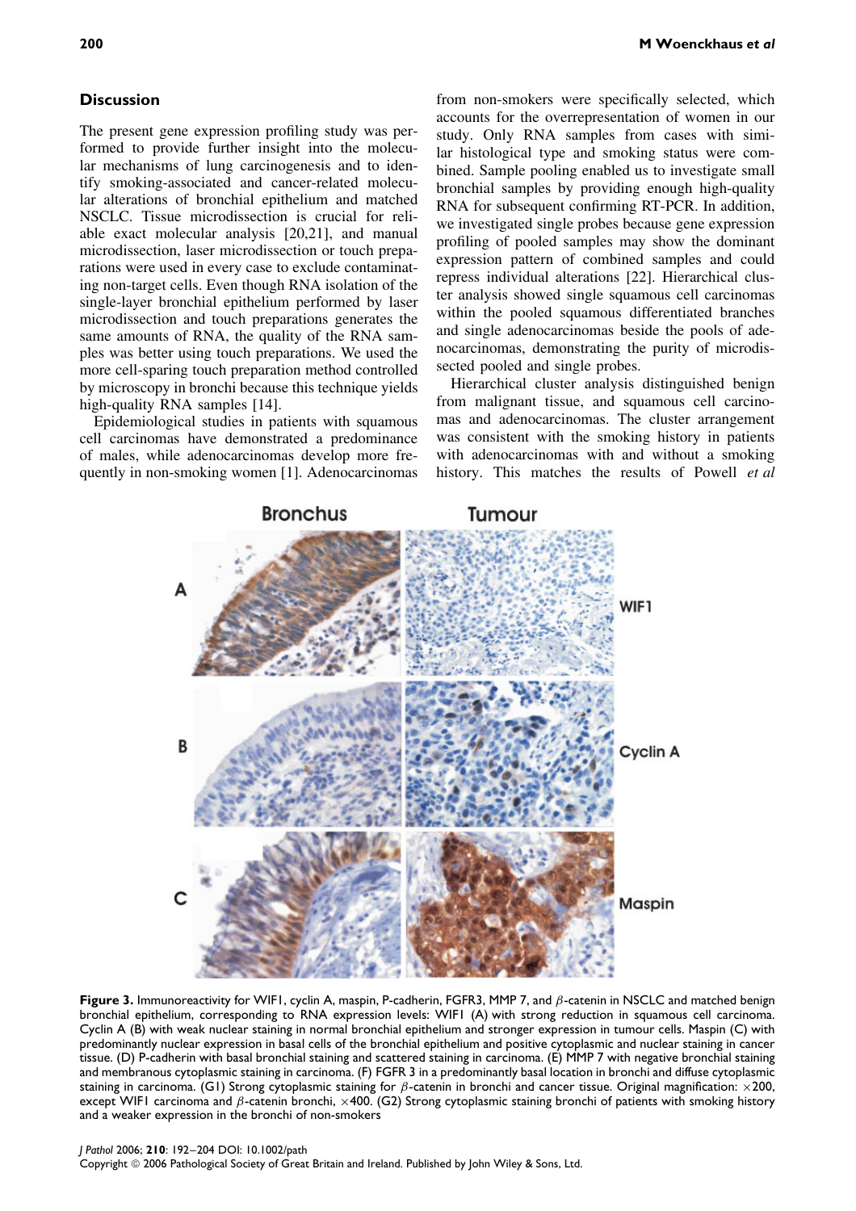## Discussion

The present gene expression profiling study was performed to provide further insight into the molecular mechanisms of lung carcinogenesis and to identify smoking-associated and cancer-related molecular alterations of bronchial epithelium and matched NSCLC. Tissue microdissection is crucial for reliable exact molecular analysis [20,21], and manual microdissection, laser microdissection or touch preparations were used in every case to exclude contaminating non-target cells. Even though RNA isolation of the single-layer bronchial epithelium performed by laser microdissection and touch preparations generates the same amounts of RNA, the quality of the RNA samples was better using touch preparations. We used the more cell-sparing touch preparation method controlled by microscopy in bronchi because this technique yields high-quality RNA samples [14].

Epidemiological studies in patients with squamous cell carcinomas have demonstrated a predominance of males, while adenocarcinomas develop more frequently in non-smoking women [1]. Adenocarcinomas from non-smokers were specifically selected, which accounts for the overrepresentation of women in our study. Only RNA samples from cases with similar histological type and smoking status were combined. Sample pooling enabled us to investigate small bronchial samples by providing enough high-quality RNA for subsequent confirming RT-PCR. In addition, we investigated single probes because gene expression profiling of pooled samples may show the dominant expression pattern of combined samples and could repress individual alterations [22]. Hierarchical cluster analysis showed single squamous cell carcinomas within the pooled squamous differentiated branches and single adenocarcinomas beside the pools of adenocarcinomas, demonstrating the purity of microdissected pooled and single probes.

Hierarchical cluster analysis distinguished benign from malignant tissue, and squamous cell carcinomas and adenocarcinomas. The cluster arrangement was consistent with the smoking history in patients with adenocarcinomas with and without a smoking history. This matches the results of Powell *et al*

**Figure 3.** Immunoreactivity for WIF1, cyclin A, maspin, P-cadherin, FGFR3, MMP 7, and $\beta$-catenin in NSCLC and matched benign bronchial epithelium, corresponding to RNA expression levels: WIF1 (A) with strong reduction in squamous cell carcinoma. Cyclin A (B) with weak nuclear staining in normal bronchial epithelium and stronger expression in tumour cells. Maspin (C) with predominantly nuclear expression in basal cells of the bronchial epithelium and positive cytoplasmic and nuclear staining in cancer tissue. (D) P-cadherin with basal bronchial staining and scattered staining in carcinoma. (E) MMP 7 with negative bronchial staining and membranous cytoplasmic staining in carcinoma. (F) FGFR 3 in a predominantly basal location in bronchi and diffuse cytoplasmic staining in carcinoma. (G1) Strong cytoplasmic staining for $\beta$-catenin in bronchi and cancer tissue. Original magnification: $\times 200$, except WIF1 carcinoma and $\beta$-catenin bronchi, $\times 400$. (G2) Strong cytoplasmic staining bronchi of patients with smoking history and a weaker expression in the bronchi of non-smokers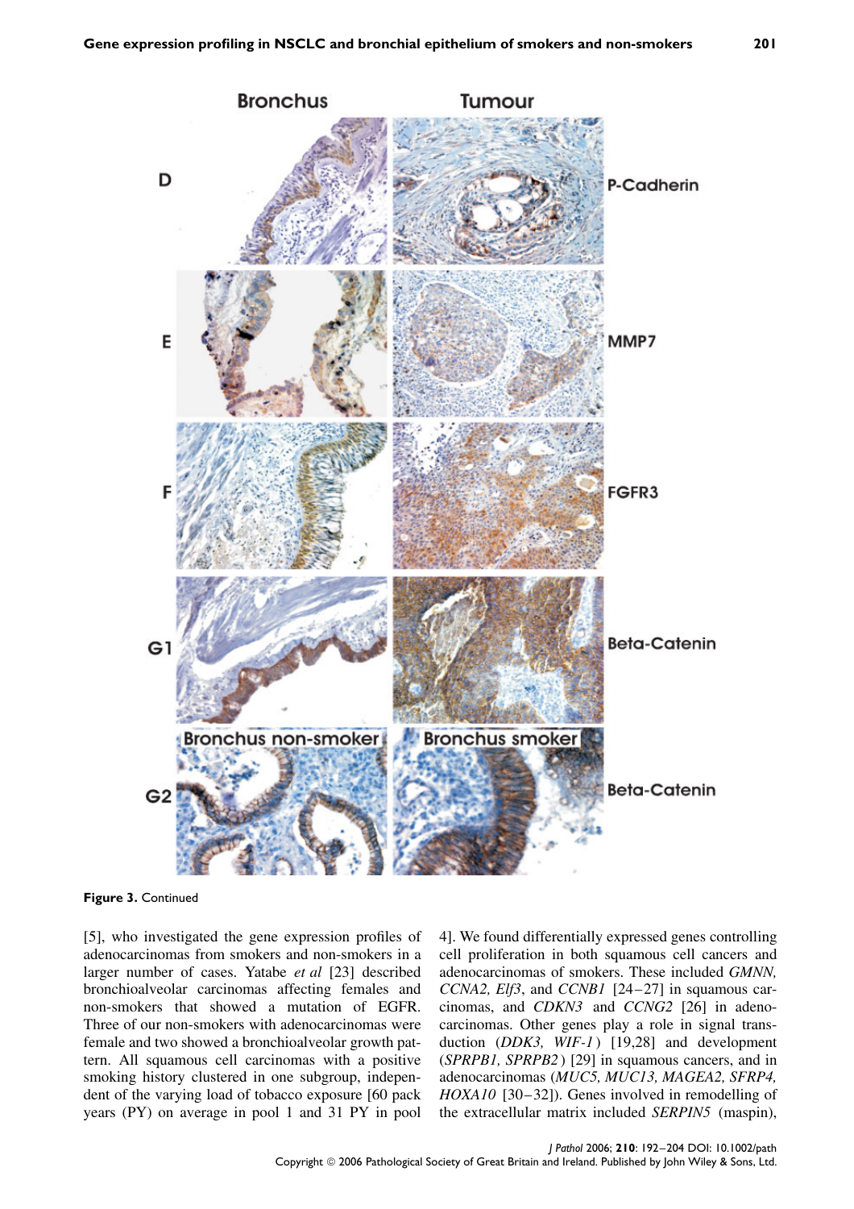Figure 3. Continued

[5], who investigated the gene expression profiles of adenocarcinomas from smokers and non-smokers in a larger number of cases. Yatabe *et al* [23] described bronchioalveolar carcinomas affecting females and non-smokers that showed a mutation of EGFR. Three of our non-smokers with adenocarcinomas were female and two showed a bronchioalveolar growth pattern. All squamous cell carcinomas with a positive smoking history clustered in one subgroup, independent of the varying load of tobacco exposure [60 pack years (PY) on average in pool 1 and 31 PY in pool 4]. We found differentially expressed genes controlling cell proliferation in both squamous cell cancers and adenocarcinomas of smokers. These included *GMNN, CCNA2, Elf3*, and *CCNB1* [24–27] in squamous carcinomas, and *CDKN3* and *CCNG2* [26] in adenocarcinomas. Other genes play a role in signal transduction (*DDK3, WIF-1*) [19,28] and development (*SPRPB1, SPRPB2*) [29] in squamous cancers, and in adenocarcinomas (*MUC5, MUC13, MAGEA2, SFRP4, HOXA10* [30–32]). Genes involved in remodelling of the extracellular matrix included *SERPIN5* (maspin),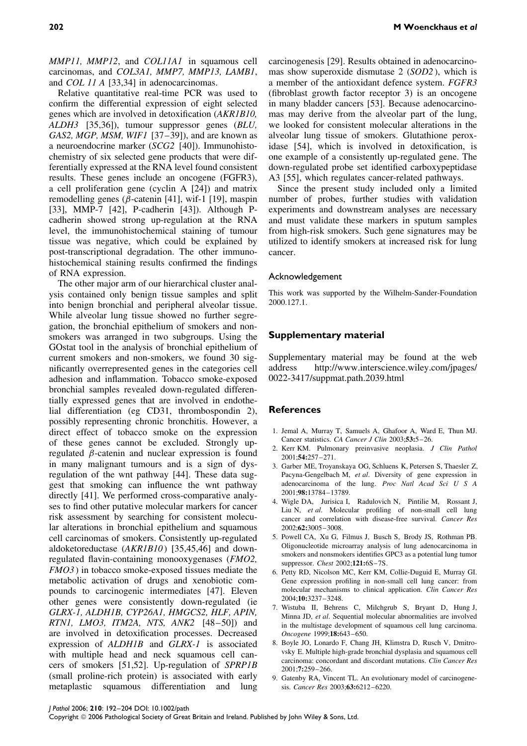*MMP11, MMP12*, and *COL11A1* in squamous cell carcinomas, and *COL3A1, MMP7, MMP13, LAMB1*, and *COL 11 A* [33,34] in adenocarcinomas.

Relative quantitative real-time PCR was used to confirm the differential expression of eight selected genes which are involved in detoxification (*AKR1B10, ALDH3* [35,36]), tumour suppressor genes (*BLU, GAS2, MGP, MSM, WIF1* [37–39]), and are known as a neuroendocrine marker (*SCG2* [40]). Immunohistochemistry of six selected gene products that were differentially expressed at the RNA level found consistent results. These genes include an oncogene (FGFR3), a cell proliferation gene (cyclin A [24]) and matrix remodelling genes ($\beta$-catenin [41], wif-1 [19], maspin [33], MMP-7 [42], P-cadherin [43]). Although P-cadherin showed strong up-regulation at the RNA level, the immunohistochemical staining of tumour tissue was negative, which could be explained by post-transcriptional degradation. The other immunohistochemical staining results confirmed the findings of RNA expression.

The other major arm of our hierarchical cluster analysis contained only benign tissue samples and split into benign bronchial and peripheral alveolar tissue. While alveolar lung tissue showed no further segregation, the bronchial epithelium of smokers and non-smokers was arranged in two subgroups. Using the GOstat tool in the analysis of bronchial epithelium of current smokers and non-smokers, we found 30 significantly overrepresented genes in the categories cell adhesion and inflammation. Tobacco smoke-exposed bronchial samples revealed down-regulated differentially expressed genes that are involved in endothelial differentiation (eg CD31, thrombospondin 2), possibly representing chronic bronchitis. However, a direct effect of tobacco smoke on the expression of these genes cannot be excluded. Strongly up-regulated $\beta$-catenin and nuclear expression is found in many malignant tumours and is a sign of dysregulation of the wnt pathway [44]. These data suggest that smoking can influence the wnt pathway directly [41]. We performed cross-comparative analyses to find other putative molecular markers for cancer risk assessment by searching for consistent molecular alterations in bronchial epithelium and squamous cell carcinomas of smokers. Consistently up-regulated aldoketoreductase (*AKR1B10*) [35,45,46] and down-regulated flavin-containing monooxygenases (*FMO2, FMO3*) in tobacco smoke-exposed tissues mediate the metabolic activation of drugs and xenobiotic compounds to carcinogenic intermediates [47]. Eleven other genes were consistently down-regulated (ie *GLRX-1, ALDH1B, CYP26A1, HMGCS2, HLF, APIN, RTN1, LMO3, ITM2A, NTS, ANK2* [48–50]) and are involved in detoxification processes. Decreased expression of *ALDH1B* and *GLRX-1* is associated with multiple head and neck squamous cell cancers of smokers [51,52]. Up-regulation of *SPRP1B* (small proline-rich protein) is associated with early metaplastic squamous differentiation and lung carcinogenesis [29]. Results obtained in adenocarcinomas show superoxide dismutase 2 (*SOD2*), which is a member of the antioxidant defence system. *FGFR3* (fibroblast growth factor receptor 3) is an oncogene in many bladder cancers [53]. Because adenocarcinomas may derive from the alveolar part of the lung, we looked for consistent molecular alterations in the alveolar lung tissue of smokers. Glutathione peroxidase [54], which is involved in detoxification, is one example of a consistently up-regulated gene. The down-regulated probe set identified carboxypeptidase A3 [55], which regulates cancer-related pathways.

Since the present study included only a limited number of probes, further studies with validation experiments and downstream analyses are necessary and must validate these markers in sputum samples from high-risk smokers. Such gene signatures may be utilized to identify smokers at increased risk for lung cancer.

### Acknowledgement

This work was supported by the Wilhelm-Sander-Foundation 2000.127.1.

## Supplementary material

Supplementary material may be found at the web address http://www.interscience.wiley.com/jpages/0022-3417/suppmat.path.2039.html

## References

1. Jemal A, Murray T, Samuels A, Ghafoor A, Ward E, Thun MJ. Cancer statistics. *CA Cancer J Clin* 2003;**53:**5–26.
2. Kerr KM. Pulmonary preinvasive neoplasia. *J Clin Pathol* 2001;**54:**257–271.
3. Garber ME, Troyanskaya OG, Schluens K, Petersen S, Thaesler Z, Pacyna-Gengelbach M, *et al*. Diversity of gene expression in adenocarcinoma of the lung. *Proc Natl Acad Sci U S A* 2001;**98:**13784–13789.
4. Wigle DA, Jurisica I, Radulovich N, Pintilie M, Rossant J, Liu N, *et al*. Molecular profiling of non-small cell lung cancer and correlation with disease-free survival. *Cancer Res* 2002;**62:**3005–3008.
5. Powell CA, Xu G, Filmus J, Busch S, Brody JS, Rothman PB. Oligonucleotide microarray analysis of lung adenocarcinoma in smokers and nonsmokers identifies GPC3 as a potential lung tumor suppressor. *Chest* 2002;**121:**6S–7S.
6. Petty RD, Nicolson MC, Kerr KM, Collie-Duguid E, Murray GI. Gene expression profiling in non-small cell lung cancer: from molecular mechanisms to clinical application. *Clin Cancer Res* 2004;**10:**3237–3248.
7. Wistuba II, Behrens C, Milchgrub S, Bryant D, Hung J, Minna JD, *et al*. Sequential molecular abnormalities are involved in the multistage development of squamous cell lung carcinoma. *Oncogene* 1999;**18:**643–650.
8. Boyle JO, Lonardo F, Chang JH, Klimstra D, Rusch V, Dmitrovsky E. Multiple high-grade bronchial dysplasia and squamous cell carcinoma: concordant and discordant mutations. *Clin Cancer Res* 2001;**7:**259–266.
9. Gatenby RA, Vincent TL. An evolutionary model of carcinogenesis. *Cancer Res* 2003;**63:**6212–6220.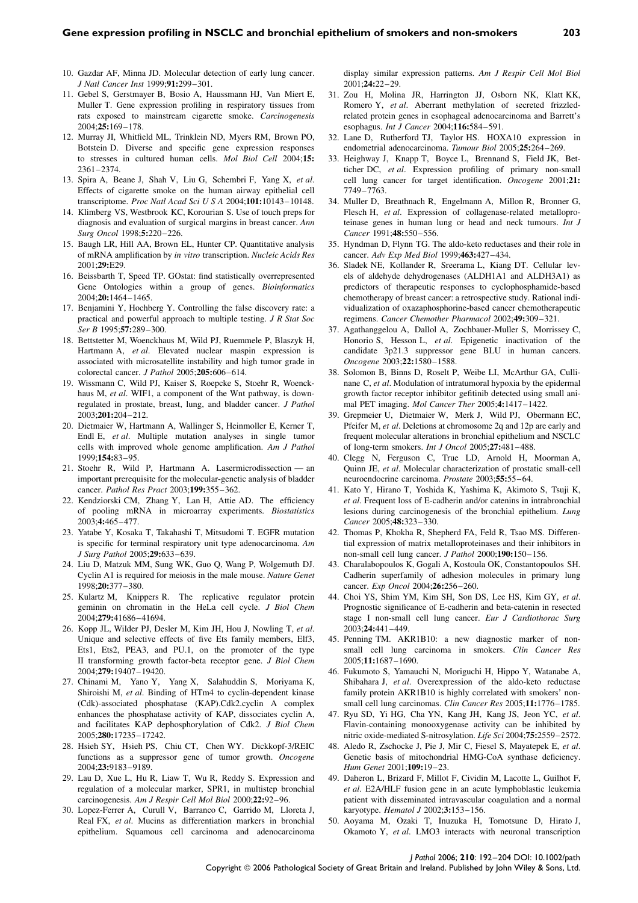10. Gazdar AF, Minna JD. Molecular detection of early lung cancer. *J Natl Cancer Inst* 1999;**91:**299–301.
11. Gebel S, Gerstmayer B, Bosio A, Haussmann HJ, Van Miert E, Muller T. Gene expression profiling in respiratory tissues from rats exposed to mainstream cigarette smoke. *Carcinogenesis* 2004;**25:**169–178.
12. Murray JI, Whitfield ML, Trinklein ND, Myers RM, Brown PO, Botstein D. Diverse and specific gene expression responses to stresses in cultured human cells. *Mol Biol Cell* 2004;**15:** 2361–2374.
13. Spira A, Beane J, Shah V, Liu G, Schembri F, Yang X, *et al*. Effects of cigarette smoke on the human airway epithelial cell transcriptome. *Proc Natl Acad Sci U S A* 2004;**101:**10143–10148.
14. Klimberg VS, Westbrook KC, Korourian S. Use of touch preps for diagnosis and evaluation of surgical margins in breast cancer. *Ann Surg Oncol* 1998;**5:**220–226.
15. Baugh LR, Hill AA, Brown EL, Hunter CP. Quantitative analysis of mRNA amplification by *in vitro* transcription. *Nucleic Acids Res* 2001;**29:**E29.
16. Beissbarth T, Speed TP. GOstat: find statistically overrepresented Gene Ontologies within a group of genes. *Bioinformatics* 2004;**20:**1464–1465.
17. Benjamini Y, Hochberg Y. Controlling the false discovery rate: a practical and powerful approach to multiple testing. *J R Stat Soc Ser B* 1995;**57:**289–300.
18. Bettstetter M, Woenckhaus M, Wild PJ, Ruemmele P, Blaszyk H, Hartmann A, *et al*. Elevated nuclear maspin expression is associated with microsatellite instability and high tumor grade in colorectal cancer. *J Pathol* 2005;**205:**606–614.
19. Wissmann C, Wild PJ, Kaiser S, Roepcke S, Stoehr R, Woenckhaus M, *et al*. WIF1, a component of the Wnt pathway, is down-regulated in prostate, breast, lung, and bladder cancer. *J Pathol* 2003;**201:**204–212.
20. Dietmaier W, Hartmann A, Wallinger S, Heinmoller E, Kerner T, Endl E, *et al*. Multiple mutation analyses in single tumor cells with improved whole genome amplification. *Am J Pathol* 1999;**154:**83–95.
21. Stoehr R, Wild P, Hartmann A. Lasermicrodissection — an important prerequisite for the molecular-genetic analysis of bladder cancer. *Pathol Res Pract* 2003;**199:**355–362.
22. Kendziorski CM, Zhang Y, Lan H, Attie AD. The efficiency of pooling mRNA in microarray experiments. *Biostatistics* 2003;**4:**465–477.
23. Yatabe Y, Kosaka T, Takahashi T, Mitsudomi T. EGFR mutation is specific for terminal respiratory unit type adenocarcinoma. *Am J Surg Pathol* 2005;**29:**633–639.
24. Liu D, Matzuk MM, Sung WK, Guo Q, Wang P, Wolgemuth DJ. Cyclin A1 is required for meiosis in the male mouse. *Nature Genet* 1998;**20:**377–380.
25. Kulartz M, Knippers R. The replicative regulator protein geminin on chromatin in the HeLa cell cycle. *J Biol Chem* 2004;**279:**41686–41694.
26. Kopp JL, Wilder PJ, Desler M, Kim JH, Hou J, Nowling T, *et al*. Unique and selective effects of five Ets family members, Elf3, Ets1, Ets2, PEA3, and PU.1, on the promoter of the type II transforming growth factor-beta receptor gene. *J Biol Chem* 2004;**279:**19407–19420.
27. Chinami M, Yano Y, Yang X, Salahuddin S, Moriyama K, Shiroishi M, *et al*. Binding of HTm4 to cyclin-dependent kinase (Cdk)-associated phosphatase (KAP).Cdk2.cyclin A complex enhances the phosphatase activity of KAP, dissociates cyclin A, and facilitates KAP dephosphorylation of Cdk2. *J Biol Chem* 2005;**280:**17235–17242.
28. Hsieh SY, Hsieh PS, Chiu CT, Chen WY. Dickkopf-3/REIC functions as a suppressor gene of tumor growth. *Oncogene* 2004;**23:**9183–9189.
29. Lau D, Xue L, Hu R, Liaw T, Wu R, Reddy S. Expression and regulation of a molecular marker, SPR1, in multistep bronchial carcinogenesis. *Am J Respir Cell Mol Biol* 2000;**22:**92–96.
30. Lopez-Ferrer A, Curull V, Barranco C, Garrido M, Lloreta J, Real FX, *et al*. Mucins as differentiation markers in bronchial epithelium. Squamous cell carcinoma and adenocarcinoma display similar expression patterns. *Am J Respir Cell Mol Biol* 2001;**24:**22–29.
31. Zou H, Molina JR, Harrington JJ, Osborn NK, Klatt KK, Romero Y, *et al*. Aberrant methylation of secreted frizzled-related protein genes in esophageal adenocarcinoma and Barrett's esophagus. *Int J Cancer* 2004;**116:**584–591.
32. Lane D, Rutherford TJ, Taylor HS. HOXA10 expression in endometrial adenocarcinoma. *Tumour Biol* 2005;**25:**264–269.
33. Heighway J, Knapp T, Boyce L, Brennand S, Field JK, Betticher DC, *et al*. Expression profiling of primary non-small cell lung cancer for target identification. *Oncogene* 2001;**21:** 7749–7763.
34. Muller D, Breathnach R, Engelmann A, Millon R, Bronner G, Flesch H, *et al*. Expression of collagenase-related metalloproteinase genes in human lung or head and neck tumours. *Int J Cancer* 1991;**48:**550–556.
35. Hyndman D, Flynn TG. The aldo-keto reductases and their role in cancer. *Adv Exp Med Biol* 1999;**463:**427–434.
36. Sladek NE, Kollander R, Sreerama L, Kiang DT. Cellular levels of aldehyde dehydrogenases (ALDH1A1 and ALDH3A1) as predictors of therapeutic responses to cyclophosphamide-based chemotherapy of breast cancer: a retrospective study. Rational individualization of oxazaphosphorine-based cancer chemotherapeutic regimens. *Cancer Chemother Pharmacol* 2002;**49:**309–321.
37. Agathanggelou A, Dallol A, Zochbauer-Muller S, Morrissey C, Honorio S, Hesson L, *et al*. Epigenetic inactivation of the candidate 3p21.3 suppressor gene BLU in human cancers. *Oncogene* 2003;**22:**1580–1588.
38. Solomon B, Binns D, Roselt P, Weibe LI, McArthur GA, Cullinane C, *et al*. Modulation of intratumoral hypoxia by the epidermal growth factor receptor inhibitor gefitinib detected using small animal PET imaging. *Mol Cancer Ther* 2005;**4:**1417–1422.
39. Grepmeier U, Dietmaier W, Merk J, Wild PJ, Obermann EC, Pfeifer M, *et al*. Deletions at chromosome 2q and 12p are early and frequent molecular alterations in bronchial epithelium and NSCLC of long-term smokers. *Int J Oncol* 2005;**27:**481–488.
40. Clegg N, Ferguson C, True LD, Arnold H, Moorman A, Quinn JE, *et al*. Molecular characterization of prostatic small-cell neuroendocrine carcinoma. *Prostate* 2003;**55:**55–64.
41. Kato Y, Hirano T, Yoshida K, Yashima K, Akimoto S, Tsuji K, *et al*. Frequent loss of E-cadherin and/or catenins in intrabronchial lesions during carcinogenesis of the bronchial epithelium. *Lung Cancer* 2005;**48:**323–330.
42. Thomas P, Khokha R, Shepherd FA, Feld R, Tsao MS. Differential expression of matrix metalloproteinases and their inhibitors in non-small cell lung cancer. *J Pathol* 2000;**190:**150–156.
43. Charalabopoulos K, Gogali A, Kostoula OK, Constantopoulos SH. Cadherin superfamily of adhesion molecules in primary lung cancer. *Exp Oncol* 2004;**26:**256–260.
44. Choi YS, Shim YM, Kim SH, Son DS, Lee HS, Kim GY, *et al*. Prognostic significance of E-cadherin and beta-catenin in resected stage I non-small cell lung cancer. *Eur J Cardiothorac Surg* 2003;**24:**441–449.
45. Penning TM. AKR1B10: a new diagnostic marker of non-small cell lung carcinoma in smokers. *Clin Cancer Res* 2005;**11:**1687–1690.
46. Fukumoto S, Yamauchi N, Moriguchi H, Hippo Y, Watanabe A, Shibahara J, *et al*. Overexpression of the aldo-keto reductase family protein AKR1B10 is highly correlated with smokers' non-small cell lung carcinomas. *Clin Cancer Res* 2005;**11:**1776–1785.
47. Ryu SD, Yi HG, Cha YN, Kang JH, Kang JS, Jeon YC, *et al*. Flavin-containing monooxygenase activity can be inhibited by nitric oxide-mediated S-nitrosylation. *Life Sci* 2004;**75:**2559–2572.
48. Aledo R, Zschocke J, Pie J, Mir C, Fiesel S, Mayatepek E, *et al*. Genetic basis of mitochondrial HMG-CoA synthase deficiency. *Hum Genet* 2001;**109:**19–23.
49. Daheron L, Brizard F, Millot F, Cividin M, Lacotte L, Guilhot F, *et al*. E2A/HLF fusion gene in an acute lymphoblastic leukemia patient with disseminated intravascular coagulation and a normal karyotype. *Hematol J* 2002;**3:**153–156.
50. Aoyama M, Ozaki T, Inuzuka H, Tomotsune D, Hirato J, Okamoto Y, *et al*. LMO3 interacts with neuronal transcription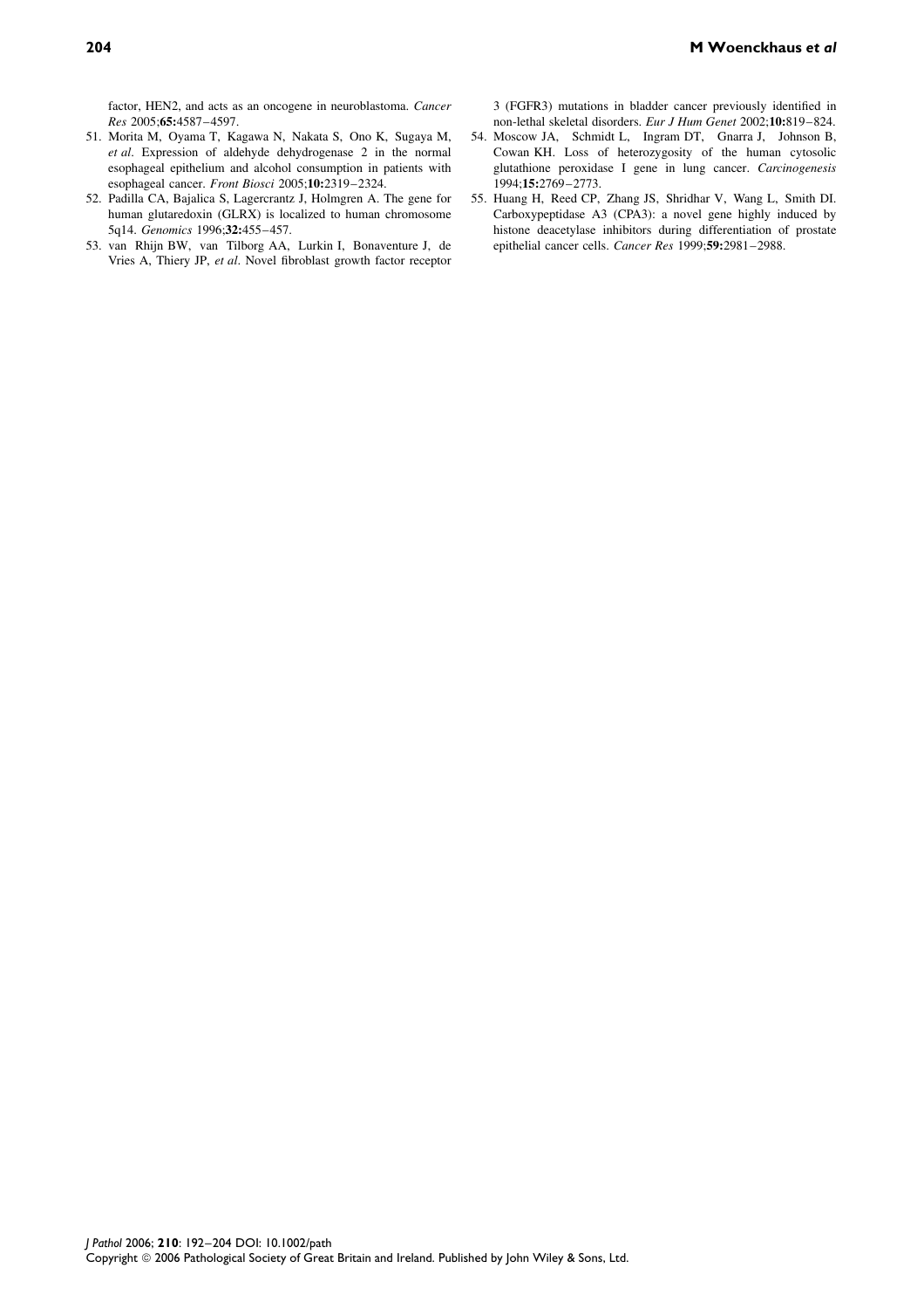factor, HEN2, and acts as an oncogene in neuroblastoma. *Cancer Res* 2005;**65:**4587–4597.

51. Morita M, Oyama T, Kagawa N, Nakata S, Ono K, Sugaya M, *et al*. Expression of aldehyde dehydrogenase 2 in the normal esophageal epithelium and alcohol consumption in patients with esophageal cancer. *Front Biosci* 2005;**10:**2319–2324.
52. Padilla CA, Bajalica S, Lagercrantz J, Holmgren A. The gene for human glutaredoxin (GLRX) is localized to human chromosome 5q14. *Genomics* 1996;**32:**455–457.
53. van Rhijn BW, van Tilborg AA, Lurkin I, Bonaventure J, de Vries A, Thiery JP, *et al*. Novel fibroblast growth factor receptor 3 (FGFR3) mutations in bladder cancer previously identified in non-lethal skeletal disorders. *Eur J Hum Genet* 2002;**10:**819–824.
54. Moscow JA, Schmidt L, Ingram DT, Gnarra J, Johnson B, Cowan KH. Loss of heterozygosity of the human cytosolic glutathione peroxidase I gene in lung cancer. *Carcinogenesis* 1994;**15:**2769–2773.
55. Huang H, Reed CP, Zhang JS, Shridhar V, Wang L, Smith DI. Carboxypeptidase A3 (CPA3): a novel gene highly induced by histone deacetylase inhibitors during differentiation of prostate epithelial cancer cells. *Cancer Res* 1999;**59:**2981–2988.